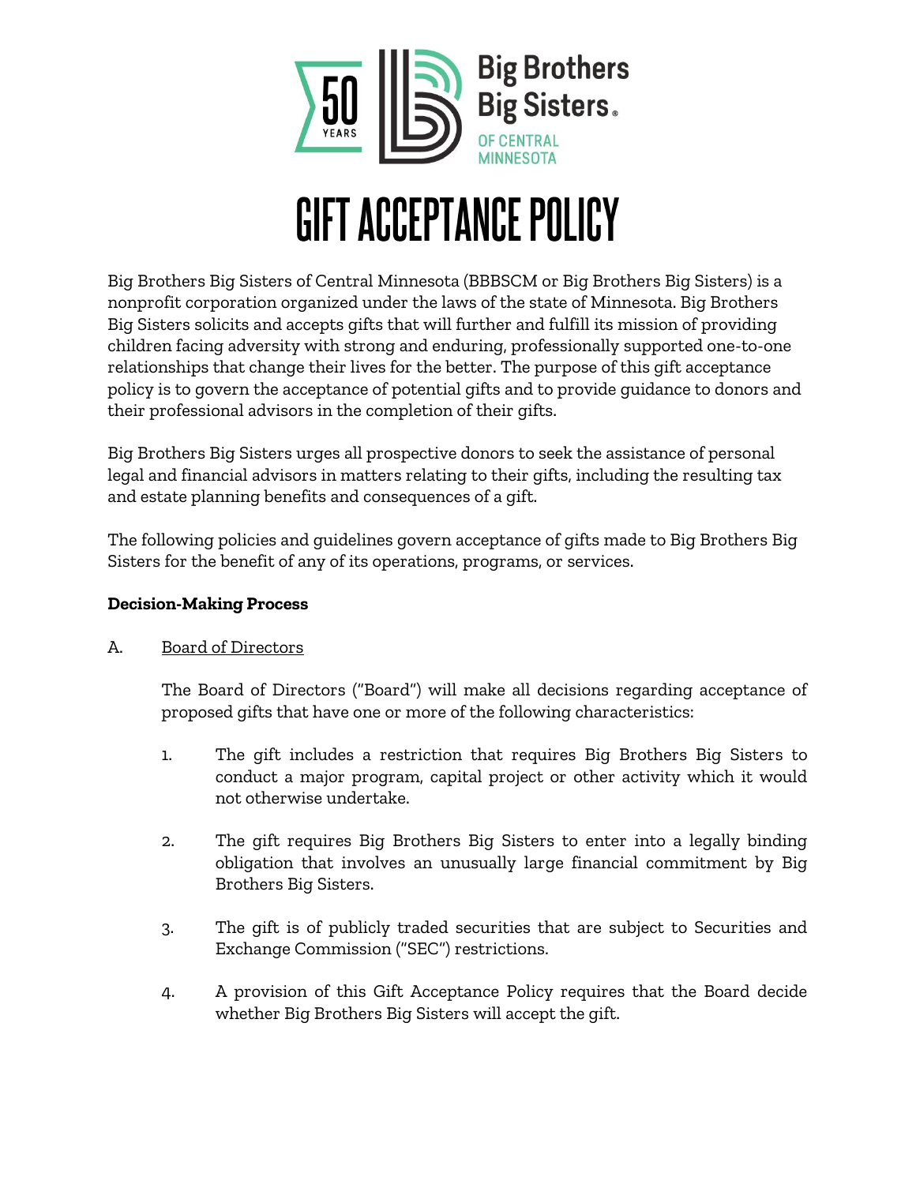Big Brothers Big Sisters of Central Minnesota

# GIFT ACCEPTANCE POLICY

Big Brothers Big Sisters of Central Minnesota (BBBSCM or Big Brothers Big Sisters) is a nonprofit corporation organized under the laws of the state of Minnesota. Big Brothers Big Sisters solicits and accepts gifts that will further and fulfill its mission of providing children facing adversity with strong and enduring, professionally supported one-to-one relationships that change their lives for the better. The purpose of this gift acceptance policy is to govern the acceptance of potential gifts and to provide guidance to donors and their professional advisors in the completion of their gifts.

Big Brothers Big Sisters urges all prospective donors to seek the assistance of personal legal and financial advisors in matters relating to their gifts, including the resulting tax and estate planning benefits and consequences of a gift.

The following policies and guidelines govern acceptance of gifts made to Big Brothers Big Sisters for the benefit of any of its operations, programs, or services.

**Decision-Making Process**

A. Board of Directors

The Board of Directors ("Board") will make all decisions regarding acceptance of proposed gifts that have one or more of the following characteristics:

1. The gift includes a restriction that requires Big Brothers Big Sisters to conduct a major program, capital project or other activity which it would not otherwise undertake.

2. The gift requires Big Brothers Big Sisters to enter into a legally binding obligation that involves an unusually large financial commitment by Big Brothers Big Sisters.

3. The gift is of publicly traded securities that are subject to Securities and Exchange Commission ("SEC") restrictions.

4. A provision of this Gift Acceptance Policy requires that the Board decide whether Big Brothers Big Sisters will accept the gift.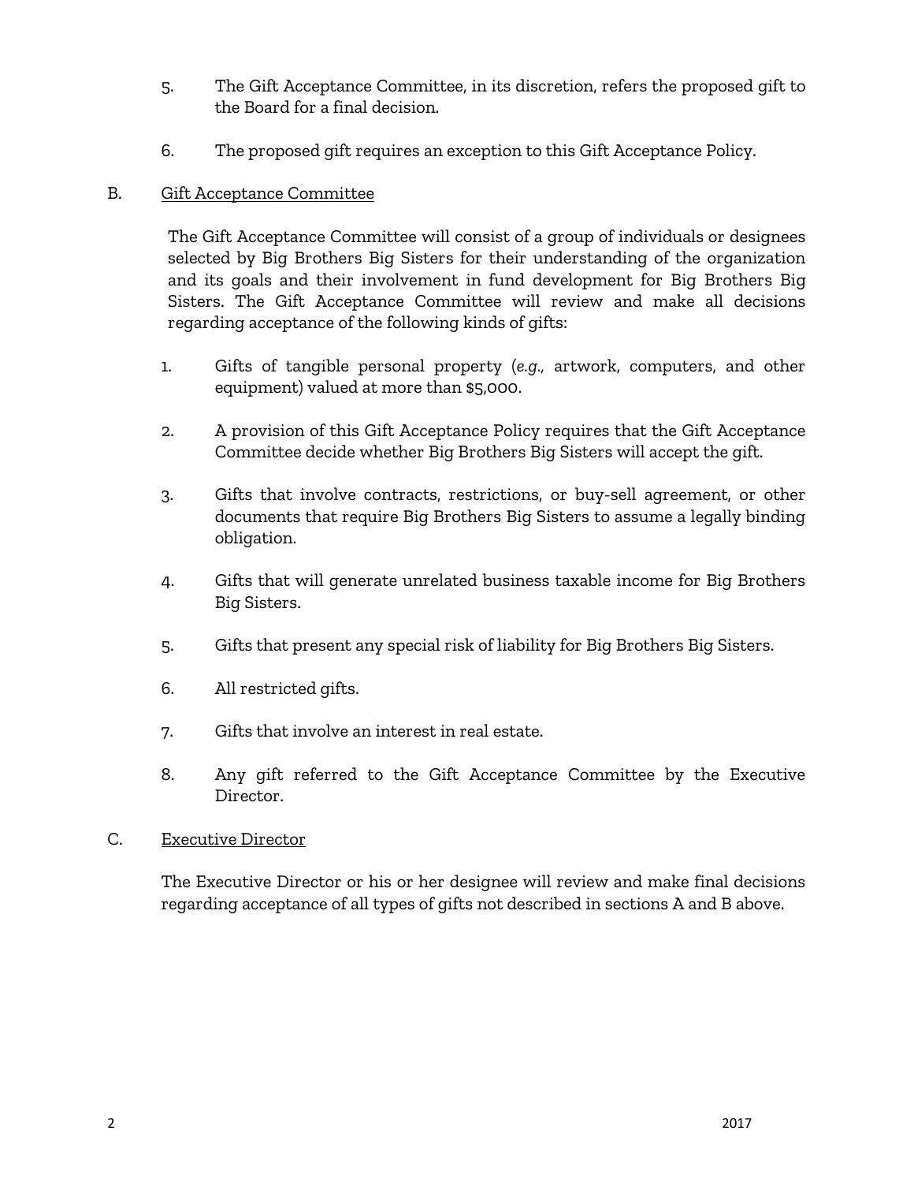5. The Gift Acceptance Committee, in its discretion, refers the proposed gift to the Board for a final decision.

6. The proposed gift requires an exception to this Gift Acceptance Policy.

B. <u>Gift Acceptance Committee</u>

The Gift Acceptance Committee will consist of a group of individuals or designees selected by Big Brothers Big Sisters for their understanding of the organization and its goals and their involvement in fund development for Big Brothers Big Sisters. The Gift Acceptance Committee will review and make all decisions regarding acceptance of the following kinds of gifts:

1. Gifts of tangible personal property (*e.g.*, artwork, computers, and other equipment) valued at more than $5,000.

2. A provision of this Gift Acceptance Policy requires that the Gift Acceptance Committee decide whether Big Brothers Big Sisters will accept the gift.

3. Gifts that involve contracts, restrictions, or buy-sell agreement, or other documents that require Big Brothers Big Sisters to assume a legally binding obligation.

4. Gifts that will generate unrelated business taxable income for Big Brothers Big Sisters.

5. Gifts that present any special risk of liability for Big Brothers Big Sisters.

6. All restricted gifts.

7. Gifts that involve an interest in real estate.

8. Any gift referred to the Gift Acceptance Committee by the Executive Director.

C. <u>Executive Director</u>

The Executive Director or his or her designee will review and make final decisions regarding acceptance of all types of gifts not described in sections A and B above.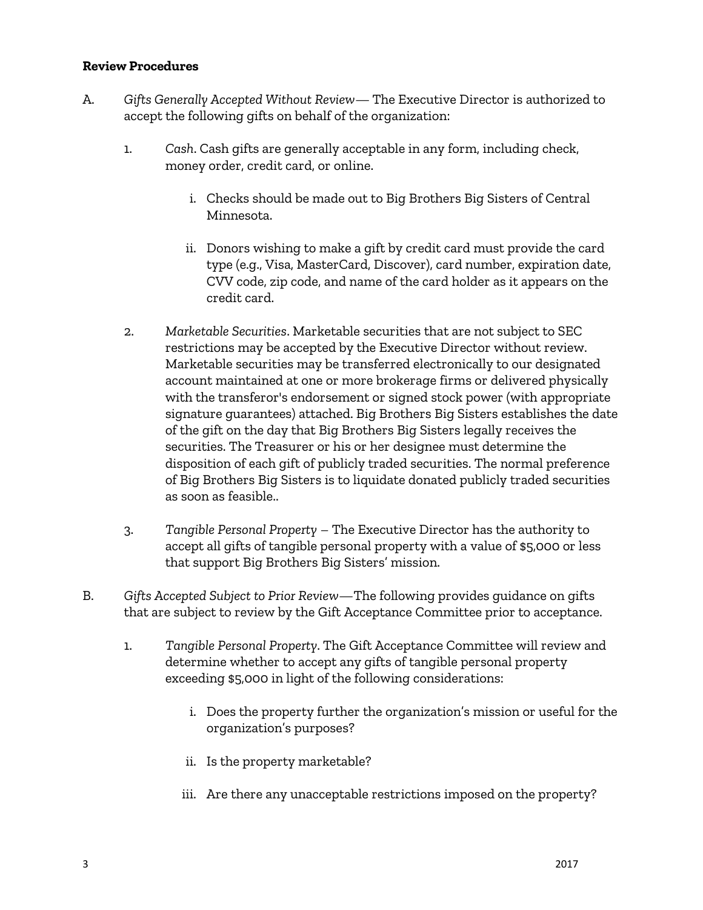**Review Procedures**

A. *Gifts Generally Accepted Without Review*— The Executive Director is authorized to accept the following gifts on behalf of the organization:

1. *Cash*. Cash gifts are generally acceptable in any form, including check, money order, credit card, or online.

   i. Checks should be made out to Big Brothers Big Sisters of Central Minnesota.

   ii. Donors wishing to make a gift by credit card must provide the card type (e.g., Visa, MasterCard, Discover), card number, expiration date, CVV code, zip code, and name of the card holder as it appears on the credit card.

2. *Marketable Securities*. Marketable securities that are not subject to SEC restrictions may be accepted by the Executive Director without review. Marketable securities may be transferred electronically to our designated account maintained at one or more brokerage firms or delivered physically with the transferor's endorsement or signed stock power (with appropriate signature guarantees) attached. Big Brothers Big Sisters establishes the date of the gift on the day that Big Brothers Big Sisters legally receives the securities. The Treasurer or his or her designee must determine the disposition of each gift of publicly traded securities. The normal preference of Big Brothers Big Sisters is to liquidate donated publicly traded securities as soon as feasible..

3. *Tangible Personal Property* – The Executive Director has the authority to accept all gifts of tangible personal property with a value of $5,000 or less that support Big Brothers Big Sisters' mission.

B. *Gifts Accepted Subject to Prior Review*—The following provides guidance on gifts that are subject to review by the Gift Acceptance Committee prior to acceptance.

1. *Tangible Personal Property*. The Gift Acceptance Committee will review and determine whether to accept any gifts of tangible personal property exceeding $5,000 in light of the following considerations:

   i. Does the property further the organization's mission or useful for the organization's purposes?

   ii. Is the property marketable?

   iii. Are there any unacceptable restrictions imposed on the property?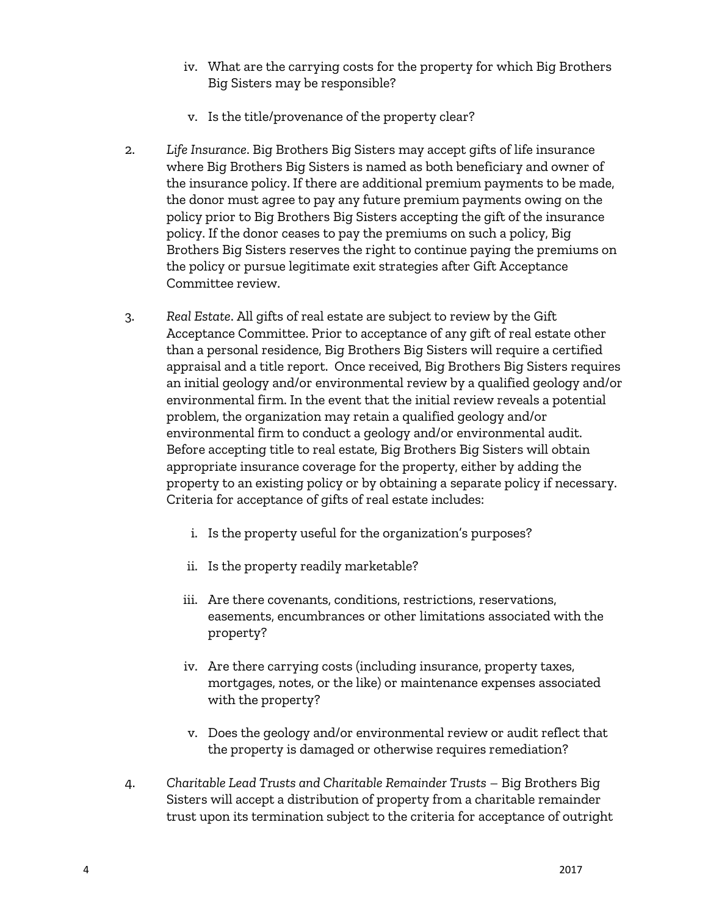iv. What are the carrying costs for the property for which Big Brothers Big Sisters may be responsible?

v. Is the title/provenance of the property clear?

2. *Life Insurance*. Big Brothers Big Sisters may accept gifts of life insurance where Big Brothers Big Sisters is named as both beneficiary and owner of the insurance policy. If there are additional premium payments to be made, the donor must agree to pay any future premium payments owing on the policy prior to Big Brothers Big Sisters accepting the gift of the insurance policy. If the donor ceases to pay the premiums on such a policy, Big Brothers Big Sisters reserves the right to continue paying the premiums on the policy or pursue legitimate exit strategies after Gift Acceptance Committee review.

3. *Real Estate*. All gifts of real estate are subject to review by the Gift Acceptance Committee. Prior to acceptance of any gift of real estate other than a personal residence, Big Brothers Big Sisters will require a certified appraisal and a title report. Once received, Big Brothers Big Sisters requires an initial geology and/or environmental review by a qualified geology and/or environmental firm. In the event that the initial review reveals a potential problem, the organization may retain a qualified geology and/or environmental firm to conduct a geology and/or environmental audit. Before accepting title to real estate, Big Brothers Big Sisters will obtain appropriate insurance coverage for the property, either by adding the property to an existing policy or by obtaining a separate policy if necessary. Criteria for acceptance of gifts of real estate includes:

   i. Is the property useful for the organization's purposes?

   ii. Is the property readily marketable?

   iii. Are there covenants, conditions, restrictions, reservations, easements, encumbrances or other limitations associated with the property?

   iv. Are there carrying costs (including insurance, property taxes, mortgages, notes, or the like) or maintenance expenses associated with the property?

   v. Does the geology and/or environmental review or audit reflect that the property is damaged or otherwise requires remediation?

4. *Charitable Lead Trusts and Charitable Remainder Trusts* – Big Brothers Big Sisters will accept a distribution of property from a charitable remainder trust upon its termination subject to the criteria for acceptance of outright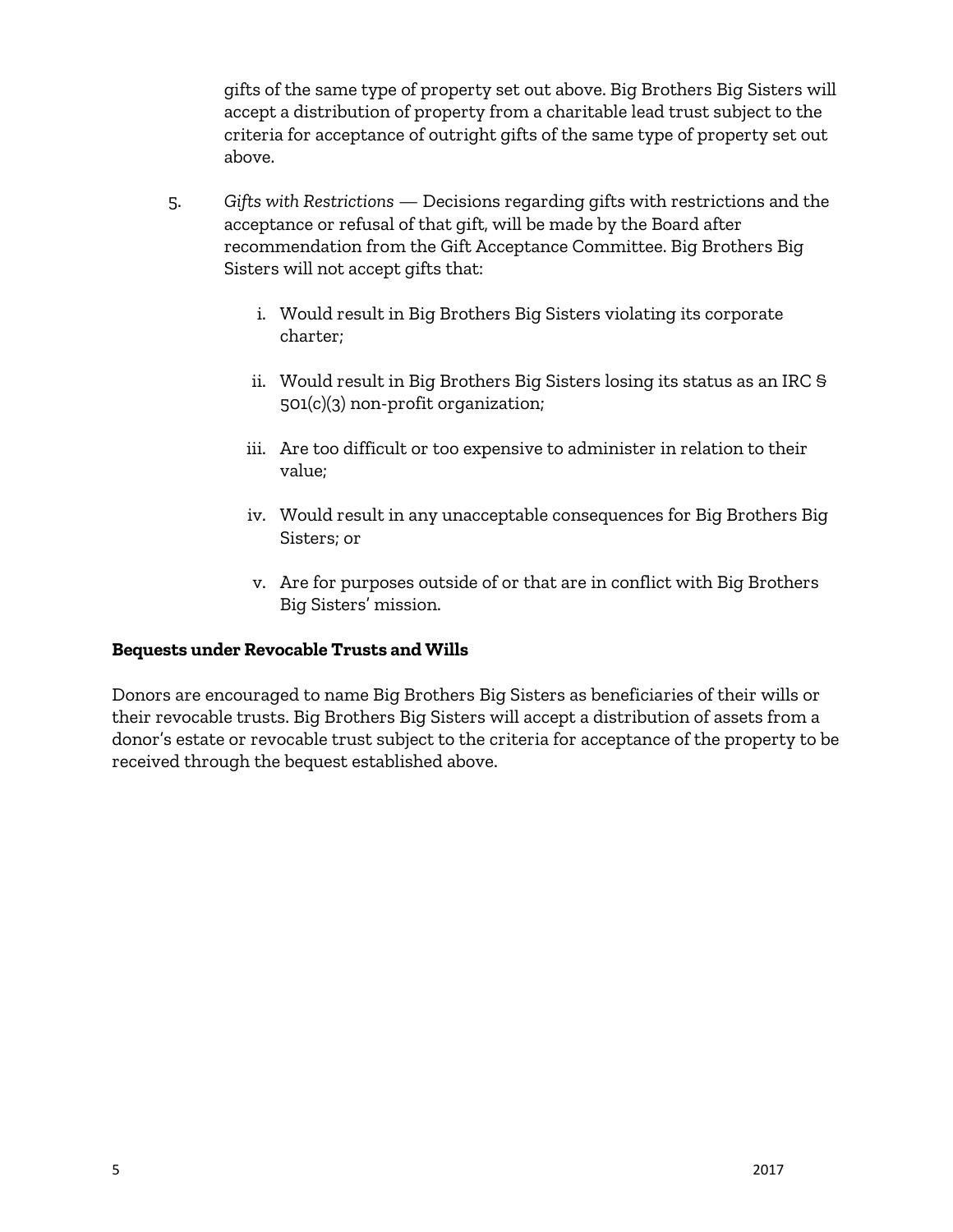gifts of the same type of property set out above. Big Brothers Big Sisters will accept a distribution of property from a charitable lead trust subject to the criteria for acceptance of outright gifts of the same type of property set out above.

5. *Gifts with Restrictions* — Decisions regarding gifts with restrictions and the acceptance or refusal of that gift, will be made by the Board after recommendation from the Gift Acceptance Committee. Big Brothers Big Sisters will not accept gifts that:

   i. Would result in Big Brothers Big Sisters violating its corporate charter;

   ii. Would result in Big Brothers Big Sisters losing its status as an IRC § 501(c)(3) non-profit organization;

   iii. Are too difficult or too expensive to administer in relation to their value;

   iv. Would result in any unacceptable consequences for Big Brothers Big Sisters; or

   v. Are for purposes outside of or that are in conflict with Big Brothers Big Sisters' mission.

**Bequests under Revocable Trusts and Wills**

Donors are encouraged to name Big Brothers Big Sisters as beneficiaries of their wills or their revocable trusts. Big Brothers Big Sisters will accept a distribution of assets from a donor's estate or revocable trust subject to the criteria for acceptance of the property to be received through the bequest established above.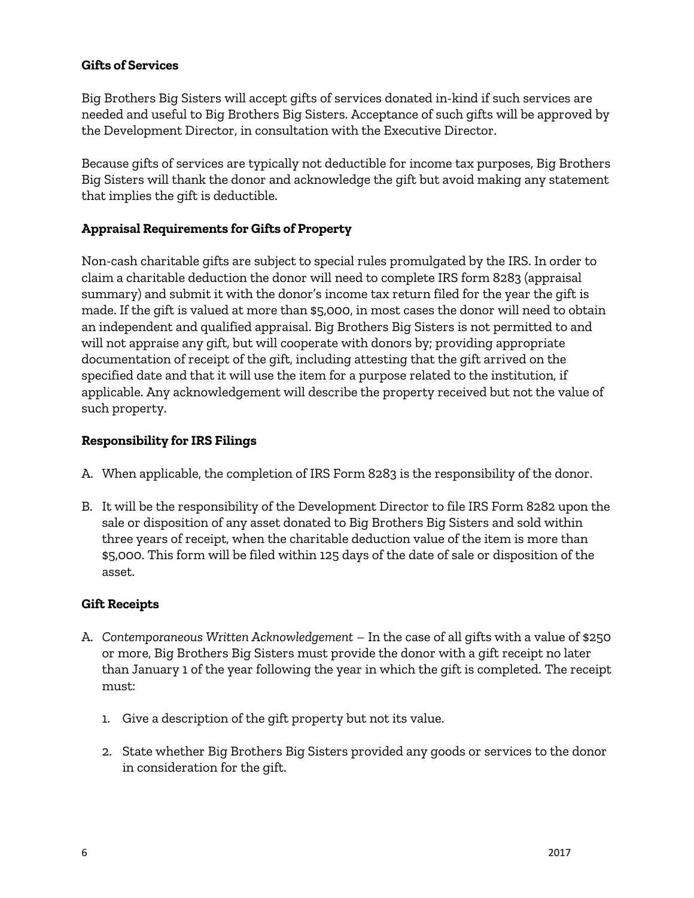**Gifts of Services**

Big Brothers Big Sisters will accept gifts of services donated in-kind if such services are needed and useful to Big Brothers Big Sisters. Acceptance of such gifts will be approved by the Development Director, in consultation with the Executive Director.

Because gifts of services are typically not deductible for income tax purposes, Big Brothers Big Sisters will thank the donor and acknowledge the gift but avoid making any statement that implies the gift is deductible.

**Appraisal Requirements for Gifts of Property**

Non-cash charitable gifts are subject to special rules promulgated by the IRS. In order to claim a charitable deduction the donor will need to complete IRS form 8283 (appraisal summary) and submit it with the donor's income tax return filed for the year the gift is made. If the gift is valued at more than $5,000, in most cases the donor will need to obtain an independent and qualified appraisal. Big Brothers Big Sisters is not permitted to and will not appraise any gift, but will cooperate with donors by; providing appropriate documentation of receipt of the gift, including attesting that the gift arrived on the specified date and that it will use the item for a purpose related to the institution, if applicable. Any acknowledgement will describe the property received but not the value of such property.

**Responsibility for IRS Filings**

A. When applicable, the completion of IRS Form 8283 is the responsibility of the donor.

B. It will be the responsibility of the Development Director to file IRS Form 8282 upon the sale or disposition of any asset donated to Big Brothers Big Sisters and sold within three years of receipt, when the charitable deduction value of the item is more than $5,000. This form will be filed within 125 days of the date of sale or disposition of the asset.

**Gift Receipts**

A. *Contemporaneous Written Acknowledgement* – In the case of all gifts with a value of $250 or more, Big Brothers Big Sisters must provide the donor with a gift receipt no later than January 1 of the year following the year in which the gift is completed. The receipt must:

   1. Give a description of the gift property but not its value.

   2. State whether Big Brothers Big Sisters provided any goods or services to the donor in consideration for the gift.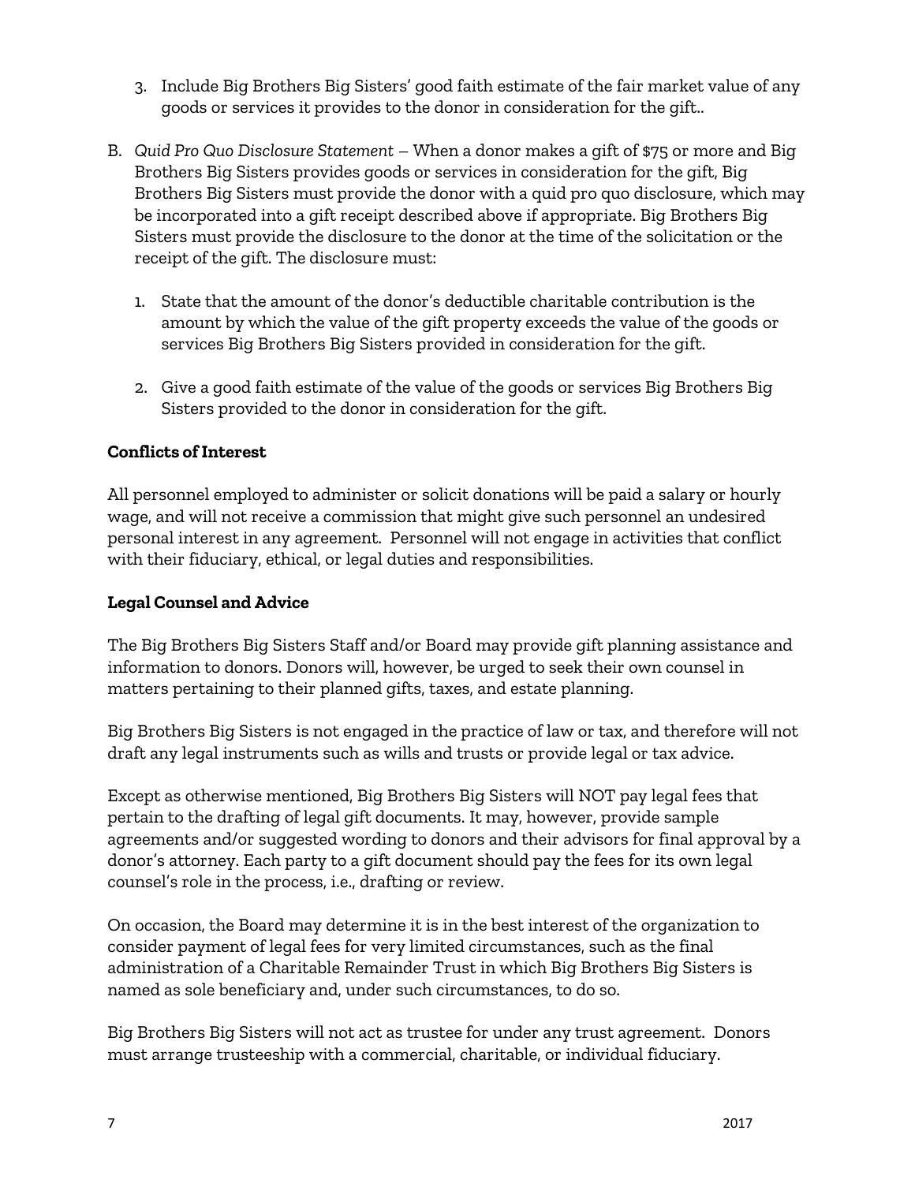3. Include Big Brothers Big Sisters' good faith estimate of the fair market value of any goods or services it provides to the donor in consideration for the gift..

B. *Quid Pro Quo Disclosure Statement* – When a donor makes a gift of $75 or more and Big Brothers Big Sisters provides goods or services in consideration for the gift, Big Brothers Big Sisters must provide the donor with a quid pro quo disclosure, which may be incorporated into a gift receipt described above if appropriate. Big Brothers Big Sisters must provide the disclosure to the donor at the time of the solicitation or the receipt of the gift. The disclosure must:

   1. State that the amount of the donor's deductible charitable contribution is the amount by which the value of the gift property exceeds the value of the goods or services Big Brothers Big Sisters provided in consideration for the gift.

   2. Give a good faith estimate of the value of the goods or services Big Brothers Big Sisters provided to the donor in consideration for the gift.

**Conflicts of Interest**

All personnel employed to administer or solicit donations will be paid a salary or hourly wage, and will not receive a commission that might give such personnel an undesired personal interest in any agreement. Personnel will not engage in activities that conflict with their fiduciary, ethical, or legal duties and responsibilities.

**Legal Counsel and Advice**

The Big Brothers Big Sisters Staff and/or Board may provide gift planning assistance and information to donors. Donors will, however, be urged to seek their own counsel in matters pertaining to their planned gifts, taxes, and estate planning.

Big Brothers Big Sisters is not engaged in the practice of law or tax, and therefore will not draft any legal instruments such as wills and trusts or provide legal or tax advice.

Except as otherwise mentioned, Big Brothers Big Sisters will NOT pay legal fees that pertain to the drafting of legal gift documents. It may, however, provide sample agreements and/or suggested wording to donors and their advisors for final approval by a donor's attorney. Each party to a gift document should pay the fees for its own legal counsel's role in the process, i.e., drafting or review.

On occasion, the Board may determine it is in the best interest of the organization to consider payment of legal fees for very limited circumstances, such as the final administration of a Charitable Remainder Trust in which Big Brothers Big Sisters is named as sole beneficiary and, under such circumstances, to do so.

Big Brothers Big Sisters will not act as trustee for under any trust agreement. Donors must arrange trusteeship with a commercial, charitable, or individual fiduciary.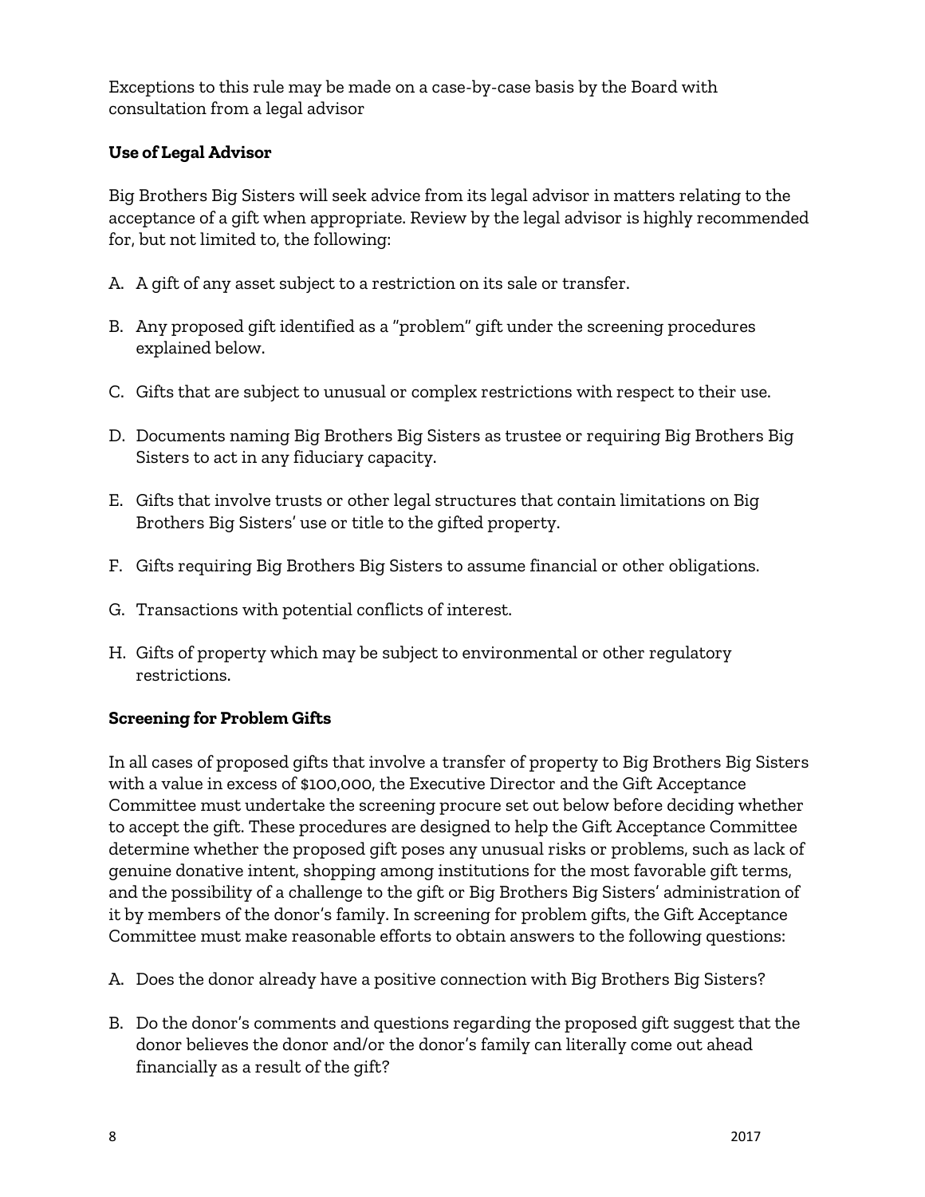Exceptions to this rule may be made on a case-by-case basis by the Board with consultation from a legal advisor

**Use of Legal Advisor**

Big Brothers Big Sisters will seek advice from its legal advisor in matters relating to the acceptance of a gift when appropriate. Review by the legal advisor is highly recommended for, but not limited to, the following:

A. A gift of any asset subject to a restriction on its sale or transfer.

B. Any proposed gift identified as a "problem" gift under the screening procedures explained below.

C. Gifts that are subject to unusual or complex restrictions with respect to their use.

D. Documents naming Big Brothers Big Sisters as trustee or requiring Big Brothers Big Sisters to act in any fiduciary capacity.

E. Gifts that involve trusts or other legal structures that contain limitations on Big Brothers Big Sisters' use or title to the gifted property.

F. Gifts requiring Big Brothers Big Sisters to assume financial or other obligations.

G. Transactions with potential conflicts of interest.

H. Gifts of property which may be subject to environmental or other regulatory restrictions.

**Screening for Problem Gifts**

In all cases of proposed gifts that involve a transfer of property to Big Brothers Big Sisters with a value in excess of $100,000, the Executive Director and the Gift Acceptance Committee must undertake the screening procure set out below before deciding whether to accept the gift. These procedures are designed to help the Gift Acceptance Committee determine whether the proposed gift poses any unusual risks or problems, such as lack of genuine donative intent, shopping among institutions for the most favorable gift terms, and the possibility of a challenge to the gift or Big Brothers Big Sisters' administration of it by members of the donor's family. In screening for problem gifts, the Gift Acceptance Committee must make reasonable efforts to obtain answers to the following questions:

A. Does the donor already have a positive connection with Big Brothers Big Sisters?

B. Do the donor's comments and questions regarding the proposed gift suggest that the donor believes the donor and/or the donor's family can literally come out ahead financially as a result of the gift?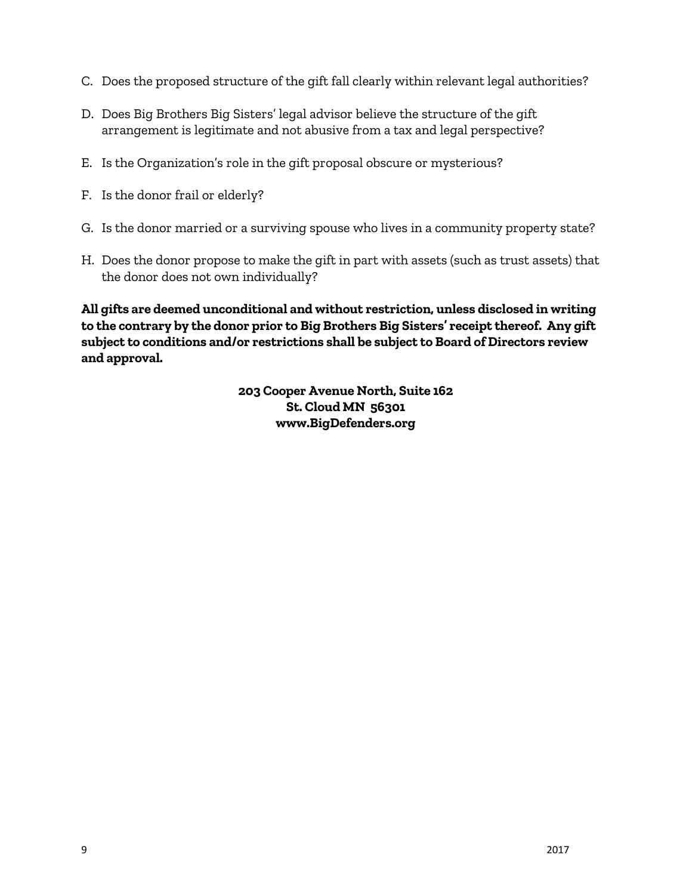C. Does the proposed structure of the gift fall clearly within relevant legal authorities?

D. Does Big Brothers Big Sisters' legal advisor believe the structure of the gift arrangement is legitimate and not abusive from a tax and legal perspective?

E. Is the Organization's role in the gift proposal obscure or mysterious?

F. Is the donor frail or elderly?

G. Is the donor married or a surviving spouse who lives in a community property state?

H. Does the donor propose to make the gift in part with assets (such as trust assets) that the donor does not own individually?

**All gifts are deemed unconditional and without restriction, unless disclosed in writing to the contrary by the donor prior to Big Brothers Big Sisters' receipt thereof. Any gift subject to conditions and/or restrictions shall be subject to Board of Directors review and approval.**

**203 Cooper Avenue North, Suite 162**
**St. Cloud MN 56301**
**www.BigDefenders.org**